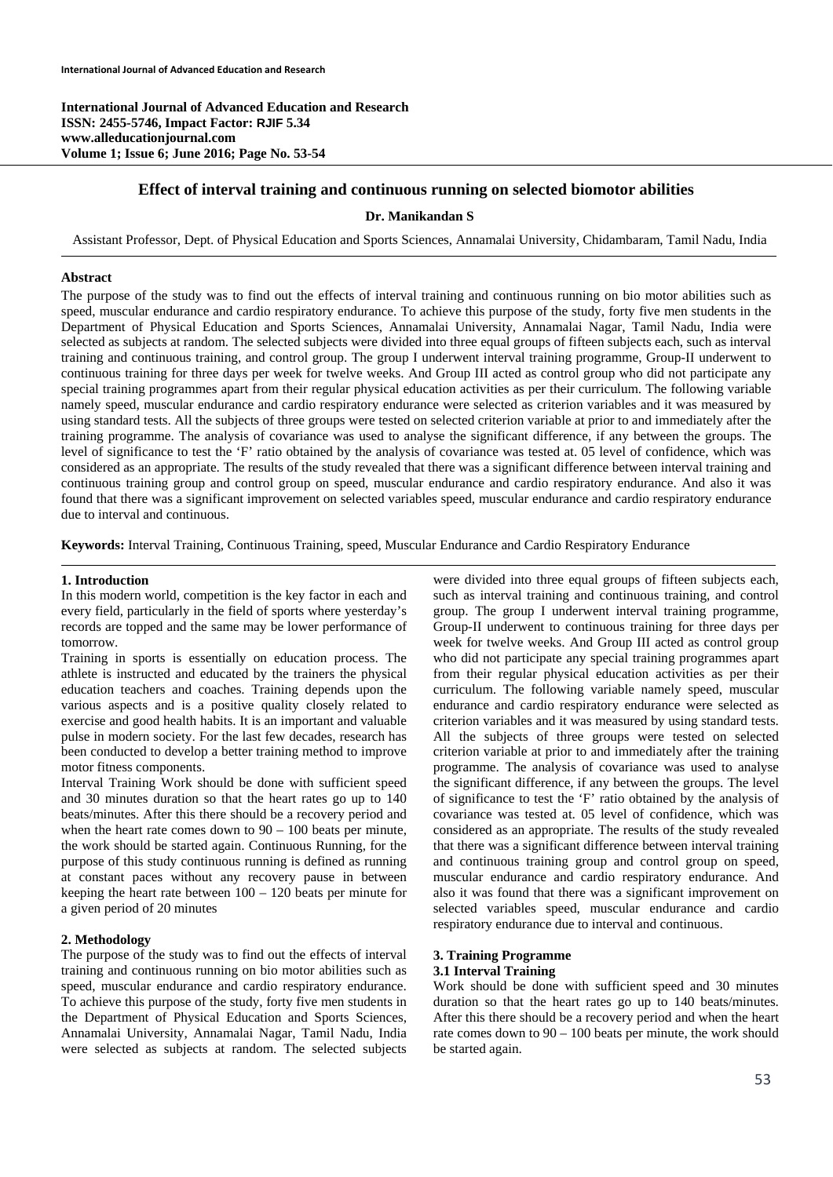**International Journal of Advanced Education and Research**
**ISSN: 2455-5746, Impact Factor: RJIF 5.34**
**www.alleducationjournal.com**
**Volume 1; Issue 6; June 2016; Page No. 53-54**

# Effect of interval training and continuous running on selected biomotor abilities

**Dr. Manikandan S**

Assistant Professor, Dept. of Physical Education and Sports Sciences, Annamalai University, Chidambaram, Tamil Nadu, India

## Abstract

The purpose of the study was to find out the effects of interval training and continuous running on bio motor abilities such as speed, muscular endurance and cardio respiratory endurance. To achieve this purpose of the study, forty five men students in the Department of Physical Education and Sports Sciences, Annamalai University, Annamalai Nagar, Tamil Nadu, India were selected as subjects at random. The selected subjects were divided into three equal groups of fifteen subjects each, such as interval training and continuous training, and control group. The group I underwent interval training programme, Group-II underwent to continuous training for three days per week for twelve weeks. And Group III acted as control group who did not participate any special training programmes apart from their regular physical education activities as per their curriculum. The following variable namely speed, muscular endurance and cardio respiratory endurance were selected as criterion variables and it was measured by using standard tests. All the subjects of three groups were tested on selected criterion variable at prior to and immediately after the training programme. The analysis of covariance was used to analyse the significant difference, if any between the groups. The level of significance to test the 'F' ratio obtained by the analysis of covariance was tested at. 05 level of confidence, which was considered as an appropriate. The results of the study revealed that there was a significant difference between interval training and continuous training group and control group on speed, muscular endurance and cardio respiratory endurance. And also it was found that there was a significant improvement on selected variables speed, muscular endurance and cardio respiratory endurance due to interval and continuous.

**Keywords:** Interval Training, Continuous Training, speed, Muscular Endurance and Cardio Respiratory Endurance

## 1. Introduction

In this modern world, competition is the key factor in each and every field, particularly in the field of sports where yesterday's records are topped and the same may be lower performance of tomorrow.

Training in sports is essentially on education process. The athlete is instructed and educated by the trainers the physical education teachers and coaches. Training depends upon the various aspects and is a positive quality closely related to exercise and good health habits. It is an important and valuable pulse in modern society. For the last few decades, research has been conducted to develop a better training method to improve motor fitness components.

Interval Training Work should be done with sufficient speed and 30 minutes duration so that the heart rates go up to 140 beats/minutes. After this there should be a recovery period and when the heart rate comes down to 90 – 100 beats per minute, the work should be started again. Continuous Running, for the purpose of this study continuous running is defined as running at constant paces without any recovery pause in between keeping the heart rate between 100 – 120 beats per minute for a given period of 20 minutes

## 2. Methodology

The purpose of the study was to find out the effects of interval training and continuous running on bio motor abilities such as speed, muscular endurance and cardio respiratory endurance. To achieve this purpose of the study, forty five men students in the Department of Physical Education and Sports Sciences, Annamalai University, Annamalai Nagar, Tamil Nadu, India were selected as subjects at random. The selected subjects were divided into three equal groups of fifteen subjects each, such as interval training and continuous training, and control group. The group I underwent interval training programme, Group-II underwent to continuous training for three days per week for twelve weeks. And Group III acted as control group who did not participate any special training programmes apart from their regular physical education activities as per their curriculum. The following variable namely speed, muscular endurance and cardio respiratory endurance were selected as criterion variables and it was measured by using standard tests. All the subjects of three groups were tested on selected criterion variable at prior to and immediately after the training programme. The analysis of covariance was used to analyse the significant difference, if any between the groups. The level of significance to test the 'F' ratio obtained by the analysis of covariance was tested at. 05 level of confidence, which was considered as an appropriate. The results of the study revealed that there was a significant difference between interval training and continuous training group and control group on speed, muscular endurance and cardio respiratory endurance. And also it was found that there was a significant improvement on selected variables speed, muscular endurance and cardio respiratory endurance due to interval and continuous.

## 3. Training Programme

### 3.1 Interval Training

Work should be done with sufficient speed and 30 minutes duration so that the heart rates go up to 140 beats/minutes. After this there should be a recovery period and when the heart rate comes down to 90 – 100 beats per minute, the work should be started again.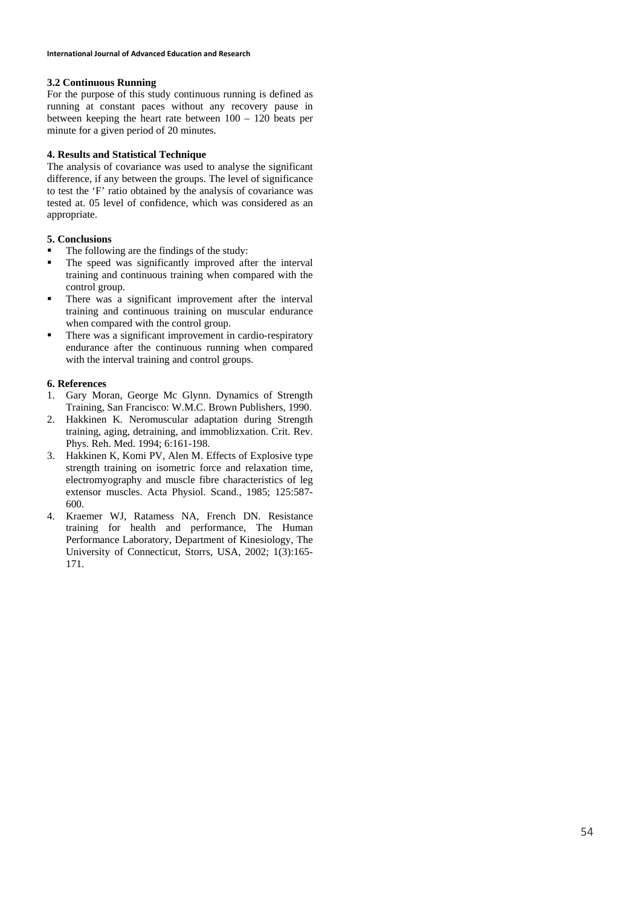### 3.2 Continuous Running

For the purpose of this study continuous running is defined as running at constant paces without any recovery pause in between keeping the heart rate between 100 – 120 beats per minute for a given period of 20 minutes.

## 4. Results and Statistical Technique

The analysis of covariance was used to analyse the significant difference, if any between the groups. The level of significance to test the 'F' ratio obtained by the analysis of covariance was tested at. 05 level of confidence, which was considered as an appropriate.

## 5. Conclusions

- The following are the findings of the study:
- The speed was significantly improved after the interval training and continuous training when compared with the control group.
- There was a significant improvement after the interval training and continuous training on muscular endurance when compared with the control group.
- There was a significant improvement in cardio-respiratory endurance after the continuous running when compared with the interval training and control groups.

## 6. References

1. Gary Moran, George Mc Glynn. Dynamics of Strength Training, San Francisco: W.M.C. Brown Publishers, 1990.
2. Hakkinen K. Neromuscular adaptation during Strength training, aging, detraining, and immoblizxation. Crit. Rev. Phys. Reh. Med. 1994; 6:161-198.
3. Hakkinen K, Komi PV, Alen M. Effects of Explosive type strength training on isometric force and relaxation time, electromyography and muscle fibre characteristics of leg extensor muscles. Acta Physiol. Scand., 1985; 125:587-600.
4. Kraemer WJ, Ratamess NA, French DN. Resistance training for health and performance, The Human Performance Laboratory, Department of Kinesiology, The University of Connecticut, Storrs, USA, 2002; 1(3):165-171.